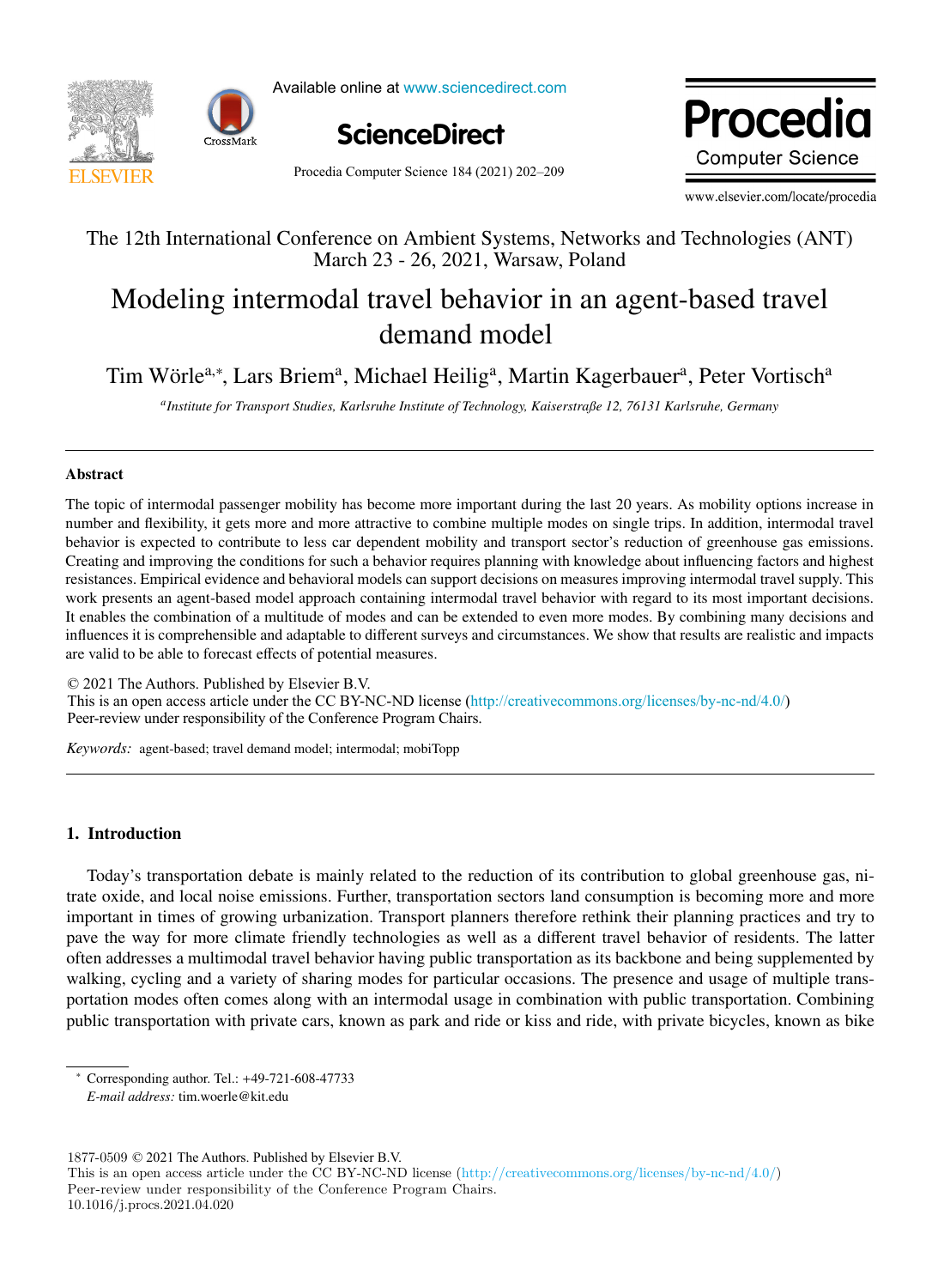The 12th International Conference on Ambient Systems, Networks and Technologies (ANT)
March 23 - 26, 2021, Warsaw, Poland

# Modeling intermodal travel behavior in an agent-based travel demand model

Tim Wörle[a,*], Lars Briem[a], Michael Heilig[a], Martin Kagerbauer[a], Peter Vortisch[a]

[a] *Institute for Transport Studies, Karlsruhe Institute of Technology, Kaiserstraße 12, 76131 Karlsruhe, Germany*

## Abstract

The topic of intermodal passenger mobility has become more important during the last 20 years. As mobility options increase in number and flexibility, it gets more and more attractive to combine multiple modes on single trips. In addition, intermodal travel behavior is expected to contribute to less car dependent mobility and transport sector's reduction of greenhouse gas emissions. Creating and improving the conditions for such a behavior requires planning with knowledge about influencing factors and highest resistances. Empirical evidence and behavioral models can support decisions on measures improving intermodal travel supply. This work presents an agent-based model approach containing intermodal travel behavior with regard to its most important decisions. It enables the combination of a multitude of modes and can be extended to even more modes. By combining many decisions and influences it is comprehensible and adaptable to different surveys and circumstances. We show that results are realistic and impacts are valid to be able to forecast effects of potential measures.

© 2021 The Authors. Published by Elsevier B.V.
This is an open access article under the CC BY-NC-ND license (http://creativecommons.org/licenses/by-nc-nd/4.0/)
Peer-review under responsibility of the Conference Program Chairs.

*Keywords:* agent-based; travel demand model; intermodal; mobiTopp

## 1. Introduction

Today's transportation debate is mainly related to the reduction of its contribution to global greenhouse gas, nitrate oxide, and local noise emissions. Further, transportation sectors land consumption is becoming more and more important in times of growing urbanization. Transport planners therefore rethink their planning practices and try to pave the way for more climate friendly technologies as well as a different travel behavior of residents. The latter often addresses a multimodal travel behavior having public transportation as its backbone and being supplemented by walking, cycling and a variety of sharing modes for particular occasions. The presence and usage of multiple transportation modes often comes along with an intermodal usage in combination with public transportation. Combining public transportation with private cars, known as park and ride or kiss and ride, with private bicycles, known as bike

* Corresponding author. Tel.: +49-721-608-47733
*E-mail address:* tim.woerle@kit.edu

1877-0509 © 2021 The Authors. Published by Elsevier B.V.
This is an open access article under the CC BY-NC-ND license (http://creativecommons.org/licenses/by-nc-nd/4.0/)
Peer-review under responsibility of the Conference Program Chairs.
10.1016/j.procs.2021.04.020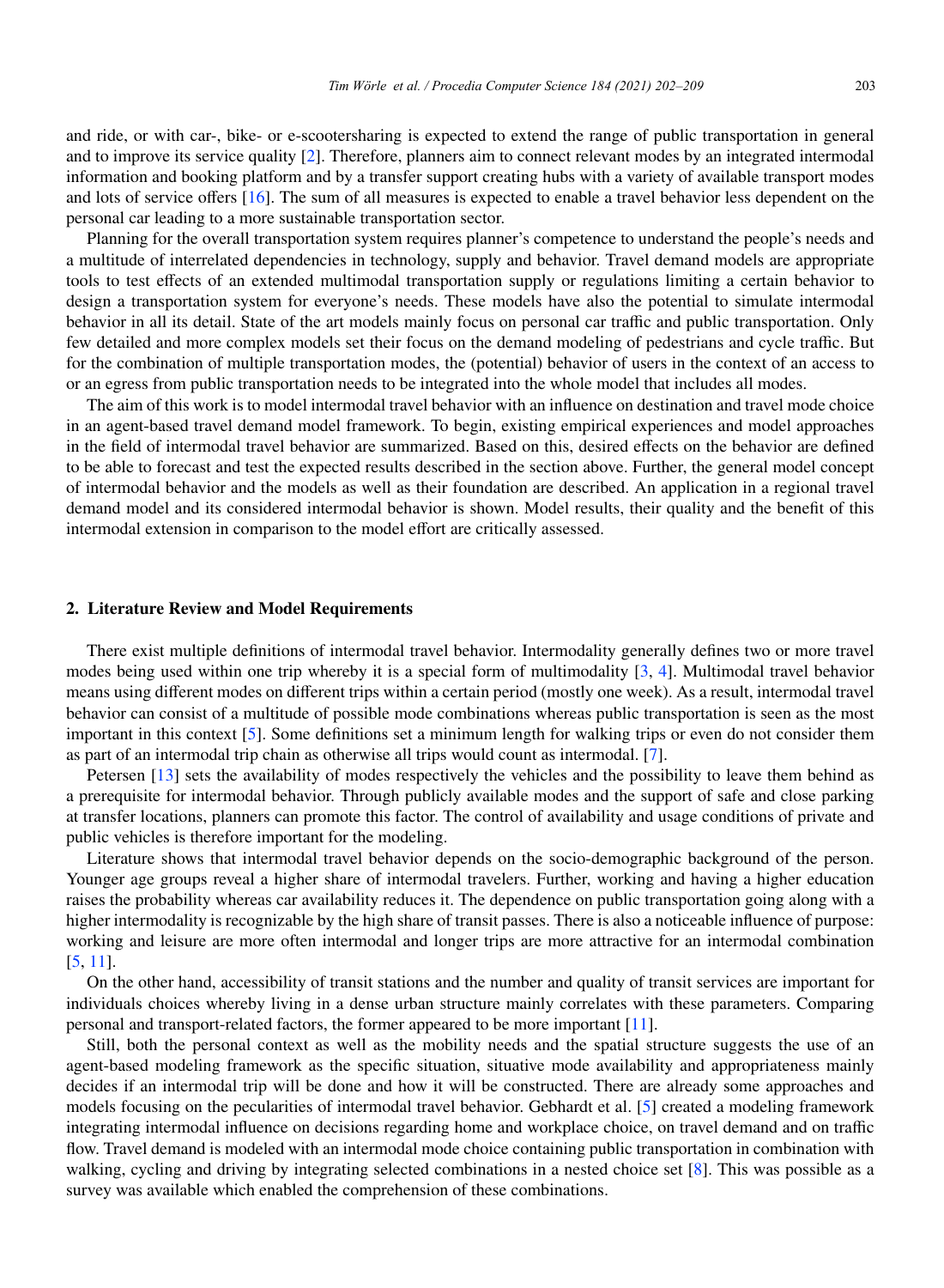and ride, or with car-, bike- or e-scootersharing is expected to extend the range of public transportation in general and to improve its service quality [2]. Therefore, planners aim to connect relevant modes by an integrated intermodal information and booking platform and by a transfer support creating hubs with a variety of available transport modes and lots of service offers [16]. The sum of all measures is expected to enable a travel behavior less dependent on the personal car leading to a more sustainable transportation sector.

Planning for the overall transportation system requires planner's competence to understand the people's needs and a multitude of interrelated dependencies in technology, supply and behavior. Travel demand models are appropriate tools to test effects of an extended multimodal transportation supply or regulations limiting a certain behavior to design a transportation system for everyone's needs. These models have also the potential to simulate intermodal behavior in all its detail. State of the art models mainly focus on personal car traffic and public transportation. Only few detailed and more complex models set their focus on the demand modeling of pedestrians and cycle traffic. But for the combination of multiple transportation modes, the (potential) behavior of users in the context of an access to or an egress from public transportation needs to be integrated into the whole model that includes all modes.

The aim of this work is to model intermodal travel behavior with an influence on destination and travel mode choice in an agent-based travel demand model framework. To begin, existing empirical experiences and model approaches in the field of intermodal travel behavior are summarized. Based on this, desired effects on the behavior are defined to be able to forecast and test the expected results described in the section above. Further, the general model concept of intermodal behavior and the models as well as their foundation are described. An application in a regional travel demand model and its considered intermodal behavior is shown. Model results, their quality and the benefit of this intermodal extension in comparison to the model effort are critically assessed.

## 2. Literature Review and Model Requirements

There exist multiple definitions of intermodal travel behavior. Intermodality generally defines two or more travel modes being used within one trip whereby it is a special form of multimodality [3, 4]. Multimodal travel behavior means using different modes on different trips within a certain period (mostly one week). As a result, intermodal travel behavior can consist of a multitude of possible mode combinations whereas public transportation is seen as the most important in this context [5]. Some definitions set a minimum length for walking trips or even do not consider them as part of an intermodal trip chain as otherwise all trips would count as intermodal. [7].

Petersen [13] sets the availability of modes respectively the vehicles and the possibility to leave them behind as a prerequisite for intermodal behavior. Through publicly available modes and the support of safe and close parking at transfer locations, planners can promote this factor. The control of availability and usage conditions of private and public vehicles is therefore important for the modeling.

Literature shows that intermodal travel behavior depends on the socio-demographic background of the person. Younger age groups reveal a higher share of intermodal travelers. Further, working and having a higher education raises the probability whereas car availability reduces it. The dependence on public transportation going along with a higher intermodality is recognizable by the high share of transit passes. There is also a noticeable influence of purpose: working and leisure are more often intermodal and longer trips are more attractive for an intermodal combination [5, 11].

On the other hand, accessibility of transit stations and the number and quality of transit services are important for individuals choices whereby living in a dense urban structure mainly correlates with these parameters. Comparing personal and transport-related factors, the former appeared to be more important [11].

Still, both the personal context as well as the mobility needs and the spatial structure suggests the use of an agent-based modeling framework as the specific situation, situative mode availability and appropriateness mainly decides if an intermodal trip will be done and how it will be constructed. There are already some approaches and models focusing on the pecularities of intermodal travel behavior. Gebhardt et al. [5] created a modeling framework integrating intermodal influence on decisions regarding home and workplace choice, on travel demand and on traffic flow. Travel demand is modeled with an intermodal mode choice containing public transportation in combination with walking, cycling and driving by integrating selected combinations in a nested choice set [8]. This was possible as a survey was available which enabled the comprehension of these combinations.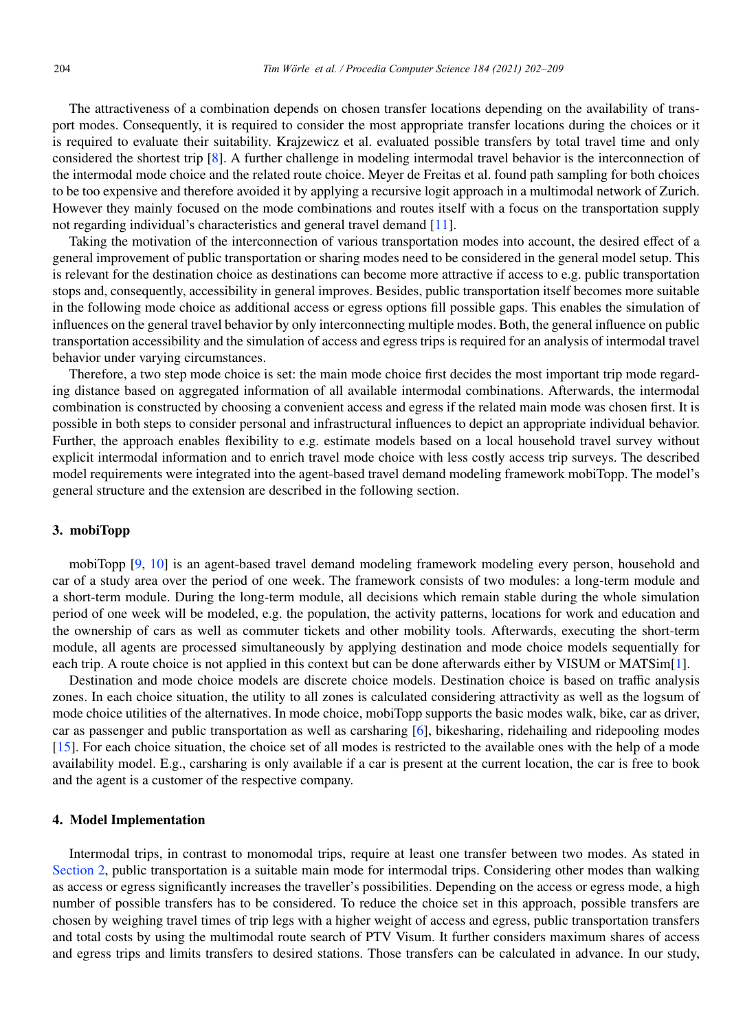The attractiveness of a combination depends on chosen transfer locations depending on the availability of transport modes. Consequently, it is required to consider the most appropriate transfer locations during the choices or it is required to evaluate their suitability. Krajzewicz et al. evaluated possible transfers by total travel time and only considered the shortest trip [8]. A further challenge in modeling intermodal travel behavior is the interconnection of the intermodal mode choice and the related route choice. Meyer de Freitas et al. found path sampling for both choices to be too expensive and therefore avoided it by applying a recursive logit approach in a multimodal network of Zurich. However they mainly focused on the mode combinations and routes itself with a focus on the transportation supply not regarding individual's characteristics and general travel demand [11].

Taking the motivation of the interconnection of various transportation modes into account, the desired effect of a general improvement of public transportation or sharing modes need to be considered in the general model setup. This is relevant for the destination choice as destinations can become more attractive if access to e.g. public transportation stops and, consequently, accessibility in general improves. Besides, public transportation itself becomes more suitable in the following mode choice as additional access or egress options fill possible gaps. This enables the simulation of influences on the general travel behavior by only interconnecting multiple modes. Both, the general influence on public transportation accessibility and the simulation of access and egress trips is required for an analysis of intermodal travel behavior under varying circumstances.

Therefore, a two step mode choice is set: the main mode choice first decides the most important trip mode regarding distance based on aggregated information of all available intermodal combinations. Afterwards, the intermodal combination is constructed by choosing a convenient access and egress if the related main mode was chosen first. It is possible in both steps to consider personal and infrastructural influences to depict an appropriate individual behavior. Further, the approach enables flexibility to e.g. estimate models based on a local household travel survey without explicit intermodal information and to enrich travel mode choice with less costly access trip surveys. The described model requirements were integrated into the agent-based travel demand modeling framework mobiTopp. The model's general structure and the extension are described in the following section.

## 3. mobiTopp

mobiTopp [9, 10] is an agent-based travel demand modeling framework modeling every person, household and car of a study area over the period of one week. The framework consists of two modules: a long-term module and a short-term module. During the long-term module, all decisions which remain stable during the whole simulation period of one week will be modeled, e.g. the population, the activity patterns, locations for work and education and the ownership of cars as well as commuter tickets and other mobility tools. Afterwards, executing the short-term module, all agents are processed simultaneously by applying destination and mode choice models sequentially for each trip. A route choice is not applied in this context but can be done afterwards either by VISUM or MATSim[1].

Destination and mode choice models are discrete choice models. Destination choice is based on traffic analysis zones. In each choice situation, the utility to all zones is calculated considering attractivity as well as the logsum of mode choice utilities of the alternatives. In mode choice, mobiTopp supports the basic modes walk, bike, car as driver, car as passenger and public transportation as well as carsharing [6], bikesharing, ridehailing and ridepooling modes [15]. For each choice situation, the choice set of all modes is restricted to the available ones with the help of a mode availability model. E.g., carsharing is only available if a car is present at the current location, the car is free to book and the agent is a customer of the respective company.

## 4. Model Implementation

Intermodal trips, in contrast to monomodal trips, require at least one transfer between two modes. As stated in Section 2, public transportation is a suitable main mode for intermodal trips. Considering other modes than walking as access or egress significantly increases the traveller's possibilities. Depending on the access or egress mode, a high number of possible transfers has to be considered. To reduce the choice set in this approach, possible transfers are chosen by weighing travel times of trip legs with a higher weight of access and egress, public transportation transfers and total costs by using the multimodal route search of PTV Visum. It further considers maximum shares of access and egress trips and limits transfers to desired stations. Those transfers can be calculated in advance. In our study,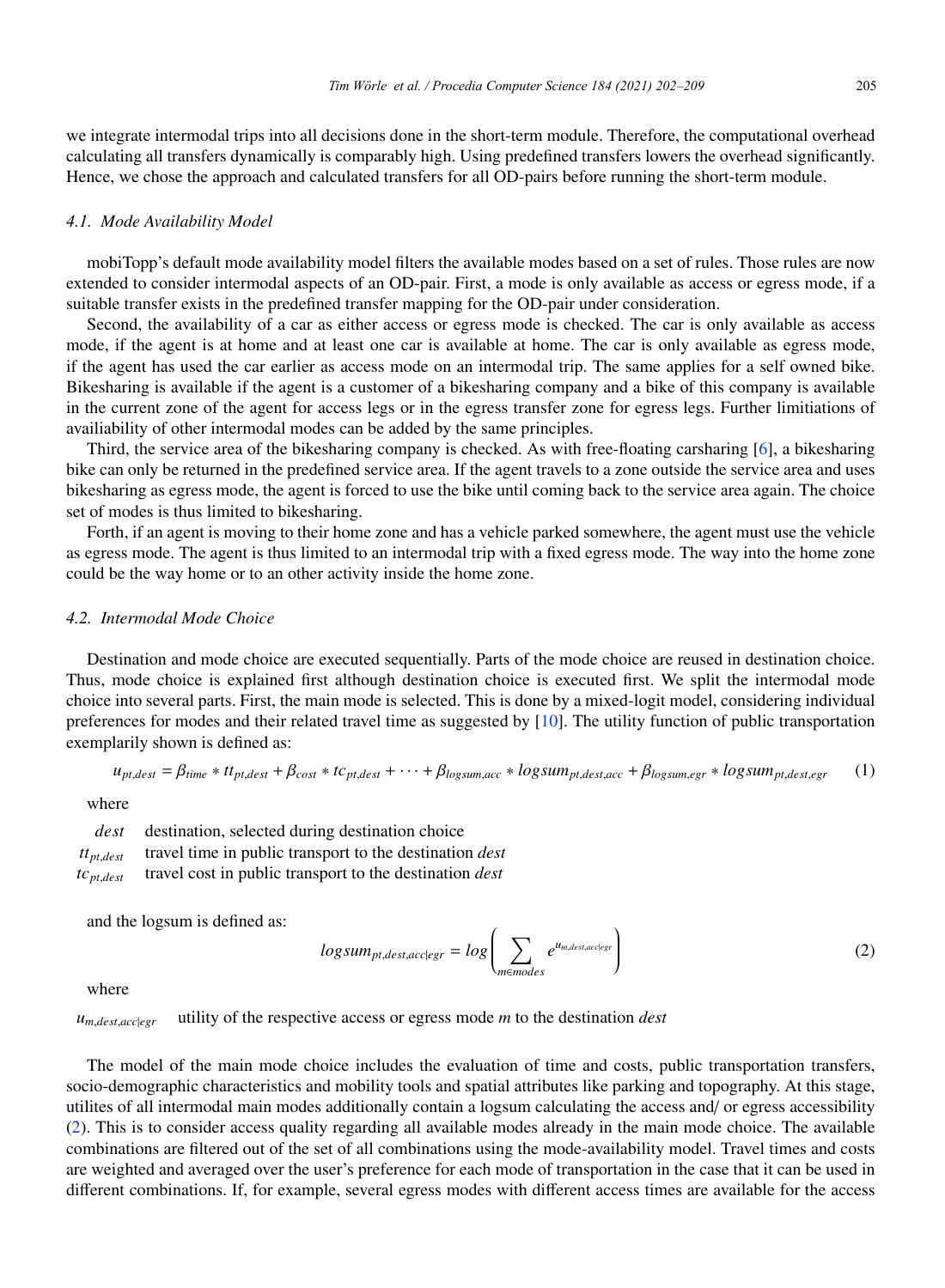we integrate intermodal trips into all decisions done in the short-term module. Therefore, the computational overhead calculating all transfers dynamically is comparably high. Using predefined transfers lowers the overhead significantly. Hence, we chose the approach and calculated transfers for all OD-pairs before running the short-term module.

### 4.1. Mode Availability Model

mobiTopp's default mode availability model filters the available modes based on a set of rules. Those rules are now extended to consider intermodal aspects of an OD-pair. First, a mode is only available as access or egress mode, if a suitable transfer exists in the predefined transfer mapping for the OD-pair under consideration.

Second, the availability of a car as either access or egress mode is checked. The car is only available as access mode, if the agent is at home and at least one car is available at home. The car is only available as egress mode, if the agent has used the car earlier as access mode on an intermodal trip. The same applies for a self owned bike. Bikesharing is available if the agent is a customer of a bikesharing company and a bike of this company is available in the current zone of the agent for access legs or in the egress transfer zone for egress legs. Further limitiations of availiability of other intermodal modes can be added by the same principles.

Third, the service area of the bikesharing company is checked. As with free-floating carsharing [6], a bikesharing bike can only be returned in the predefined service area. If the agent travels to a zone outside the service area and uses bikesharing as egress mode, the agent is forced to use the bike until coming back to the service area again. The choice set of modes is thus limited to bikesharing.

Forth, if an agent is moving to their home zone and has a vehicle parked somewhere, the agent must use the vehicle as egress mode. The agent is thus limited to an intermodal trip with a fixed egress mode. The way into the home zone could be the way home or to an other activity inside the home zone.

### 4.2. Intermodal Mode Choice

Destination and mode choice are executed sequentially. Parts of the mode choice are reused in destination choice. Thus, mode choice is explained first although destination choice is executed first. We split the intermodal mode choice into several parts. First, the main mode is selected. This is done by a mixed-logit model, considering individual preferences for modes and their related travel time as suggested by [10]. The utility function of public transportation exemplarily shown is defined as:

$$u_{pt,dest} = \beta_{time} * tt_{pt,dest} + \beta_{cost} * tc_{pt,dest} + \cdots + \beta_{logsum,acc} * logsum_{pt,dest,acc} + \beta_{logsum,egr} * logsum_{pt,dest,egr} \qquad (1)$$

where

- $dest$ destination, selected during destination choice
- $tt_{pt,dest}$ travel time in public transport to the destination *dest*
- $tc_{pt,dest}$ travel cost in public transport to the destination *dest*

and the logsum is defined as:

$$logsum_{pt,dest,acc|egr} = log\left(\sum_{m \in modes} e^{u_{m,dest,acc|egr}}\right) \qquad (2)$$

where

- $u_{m,dest,acc|egr}$ utility of the respective access or egress mode *m* to the destination *dest*

The model of the main mode choice includes the evaluation of time and costs, public transportation transfers, socio-demographic characteristics and mobility tools and spatial attributes like parking and topography. At this stage, utilites of all intermodal main modes additionally contain a logsum calculating the access and/ or egress accessibility (2). This is to consider access quality regarding all available modes already in the main mode choice. The available combinations are filtered out of the set of all combinations using the mode-availability model. Travel times and costs are weighted and averaged over the user's preference for each mode of transportation in the case that it can be used in different combinations. If, for example, several egress modes with different access times are available for the access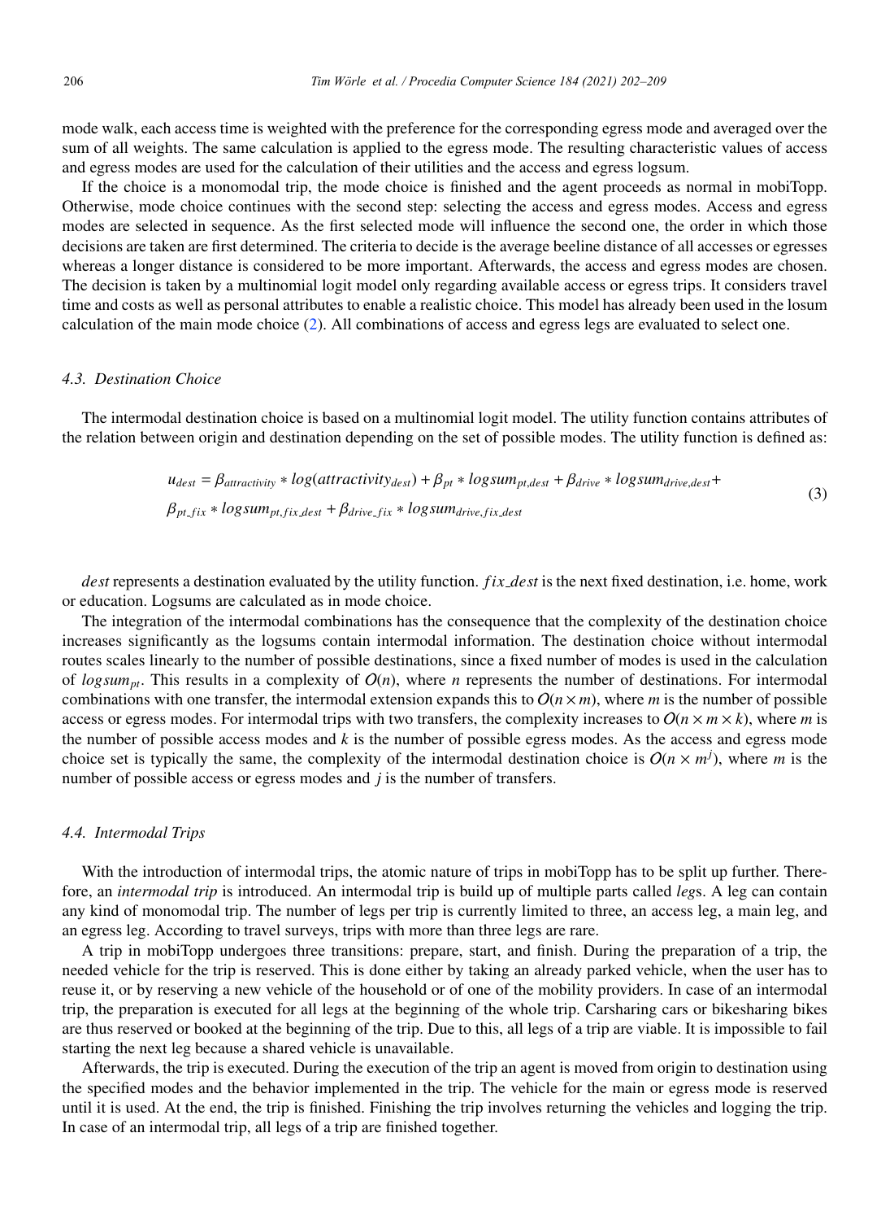mode walk, each access time is weighted with the preference for the corresponding egress mode and averaged over the sum of all weights. The same calculation is applied to the egress mode. The resulting characteristic values of access and egress modes are used for the calculation of their utilities and the access and egress logsum.

If the choice is a monomodal trip, the mode choice is finished and the agent proceeds as normal in mobiTopp. Otherwise, mode choice continues with the second step: selecting the access and egress modes. Access and egress modes are selected in sequence. As the first selected mode will influence the second one, the order in which those decisions are taken are first determined. The criteria to decide is the average beeline distance of all accesses or egresses whereas a longer distance is considered to be more important. Afterwards, the access and egress modes are chosen. The decision is taken by a multinomial logit model only regarding available access or egress trips. It considers travel time and costs as well as personal attributes to enable a realistic choice. This model has already been used in the losum calculation of the main mode choice (2). All combinations of access and egress legs are evaluated to select one.

### 4.3. Destination Choice

The intermodal destination choice is based on a multinomial logit model. The utility function contains attributes of the relation between origin and destination depending on the set of possible modes. The utility function is defined as:

$$
\begin{aligned}
u_{dest} &= \beta_{attractivity} * log(attractivity_{dest}) + \beta_{pt} * logsum_{pt,dest} + \beta_{drive} * logsum_{drive,dest} + \\
&\beta_{pt\_fix} * logsum_{pt,fix\_dest} + \beta_{drive\_fix} * logsum_{drive,fix\_dest}
\end{aligned}
\tag{3}
$$

*dest* represents a destination evaluated by the utility function. *fix_dest* is the next fixed destination, i.e. home, work or education. Logsums are calculated as in mode choice.

The integration of the intermodal combinations has the consequence that the complexity of the destination choice increases significantly as the logsums contain intermodal information. The destination choice without intermodal routes scales linearly to the number of possible destinations, since a fixed number of modes is used in the calculation of $logsum_{pt}$. This results in a complexity of $O(n)$, where $n$ represents the number of destinations. For intermodal combinations with one transfer, the intermodal extension expands this to $O(n \times m)$, where $m$ is the number of possible access or egress modes. For intermodal trips with two transfers, the complexity increases to $O(n \times m \times k)$, where $m$ is the number of possible access modes and $k$ is the number of possible egress modes. As the access and egress mode choice set is typically the same, the complexity of the intermodal destination choice is $O(n \times m^j)$, where $m$ is the number of possible access or egress modes and $j$ is the number of transfers.

### 4.4. Intermodal Trips

With the introduction of intermodal trips, the atomic nature of trips in mobiTopp has to be split up further. Therefore, an *intermodal trip* is introduced. An intermodal trip is build up of multiple parts called *leg*s. A leg can contain any kind of monomodal trip. The number of legs per trip is currently limited to three, an access leg, a main leg, and an egress leg. According to travel surveys, trips with more than three legs are rare.

A trip in mobiTopp undergoes three transitions: prepare, start, and finish. During the preparation of a trip, the needed vehicle for the trip is reserved. This is done either by taking an already parked vehicle, when the user has to reuse it, or by reserving a new vehicle of the household or of one of the mobility providers. In case of an intermodal trip, the preparation is executed for all legs at the beginning of the whole trip. Carsharing cars or bikesharing bikes are thus reserved or booked at the beginning of the trip. Due to this, all legs of a trip are viable. It is impossible to fail starting the next leg because a shared vehicle is unavailable.

Afterwards, the trip is executed. During the execution of the trip an agent is moved from origin to destination using the specified modes and the behavior implemented in the trip. The vehicle for the main or egress mode is reserved until it is used. At the end, the trip is finished. Finishing the trip involves returning the vehicles and logging the trip. In case of an intermodal trip, all legs of a trip are finished together.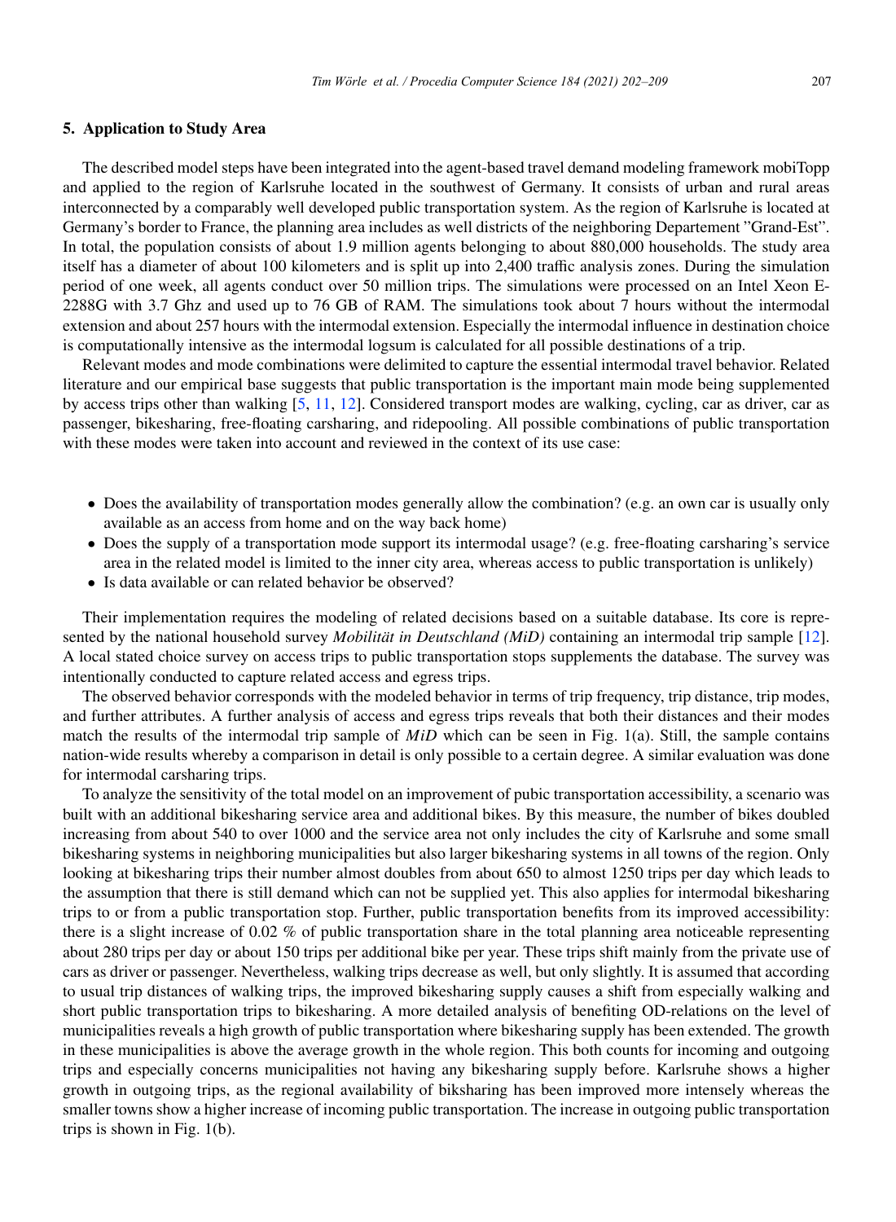## 5. Application to Study Area

The described model steps have been integrated into the agent-based travel demand modeling framework mobiTopp and applied to the region of Karlsruhe located in the southwest of Germany. It consists of urban and rural areas interconnected by a comparably well developed public transportation system. As the region of Karlsruhe is located at Germany's border to France, the planning area includes as well districts of the neighboring Departement "Grand-Est". In total, the population consists of about 1.9 million agents belonging to about 880,000 households. The study area itself has a diameter of about 100 kilometers and is split up into 2,400 traffic analysis zones. During the simulation period of one week, all agents conduct over 50 million trips. The simulations were processed on an Intel Xeon E-2288G with 3.7 Ghz and used up to 76 GB of RAM. The simulations took about 7 hours without the intermodal extension and about 257 hours with the intermodal extension. Especially the intermodal influence in destination choice is computationally intensive as the intermodal logsum is calculated for all possible destinations of a trip.

Relevant modes and mode combinations were delimited to capture the essential intermodal travel behavior. Related literature and our empirical base suggests that public transportation is the important main mode being supplemented by access trips other than walking [5, 11, 12]. Considered transport modes are walking, cycling, car as driver, car as passenger, bikesharing, free-floating carsharing, and ridepooling. All possible combinations of public transportation with these modes were taken into account and reviewed in the context of its use case:

- Does the availability of transportation modes generally allow the combination? (e.g. an own car is usually only available as an access from home and on the way back home)
- Does the supply of a transportation mode support its intermodal usage? (e.g. free-floating carsharing's service area in the related model is limited to the inner city area, whereas access to public transportation is unlikely)
- Is data available or can related behavior be observed?

Their implementation requires the modeling of related decisions based on a suitable database. Its core is represented by the national household survey *Mobilität in Deutschland (MiD)* containing an intermodal trip sample [12]. A local stated choice survey on access trips to public transportation stops supplements the database. The survey was intentionally conducted to capture related access and egress trips.

The observed behavior corresponds with the modeled behavior in terms of trip frequency, trip distance, trip modes, and further attributes. A further analysis of access and egress trips reveals that both their distances and their modes match the results of the intermodal trip sample of *MiD* which can be seen in Fig. 1(a). Still, the sample contains nation-wide results whereby a comparison in detail is only possible to a certain degree. A similar evaluation was done for intermodal carsharing trips.

To analyze the sensitivity of the total model on an improvement of pubic transportation accessibility, a scenario was built with an additional bikesharing service area and additional bikes. By this measure, the number of bikes doubled increasing from about 540 to over 1000 and the service area not only includes the city of Karlsruhe and some small bikesharing systems in neighboring municipalities but also larger bikesharing systems in all towns of the region. Only looking at bikesharing trips their number almost doubles from about 650 to almost 1250 trips per day which leads to the assumption that there is still demand which can not be supplied yet. This also applies for intermodal bikesharing trips to or from a public transportation stop. Further, public transportation benefits from its improved accessibility: there is a slight increase of 0.02 % of public transportation share in the total planning area noticeable representing about 280 trips per day or about 150 trips per additional bike per year. These trips shift mainly from the private use of cars as driver or passenger. Nevertheless, walking trips decrease as well, but only slightly. It is assumed that according to usual trip distances of walking trips, the improved bikesharing supply causes a shift from especially walking and short public transportation trips to bikesharing. A more detailed analysis of benefiting OD-relations on the level of municipalities reveals a high growth of public transportation where bikesharing supply has been extended. The growth in these municipalities is above the average growth in the whole region. This both counts for incoming and outgoing trips and especially concerns municipalities not having any bikesharing supply before. Karlsruhe shows a higher growth in outgoing trips, as the regional availability of biksharing has been improved more intensely whereas the smaller towns show a higher increase of incoming public transportation. The increase in outgoing public transportation trips is shown in Fig. 1(b).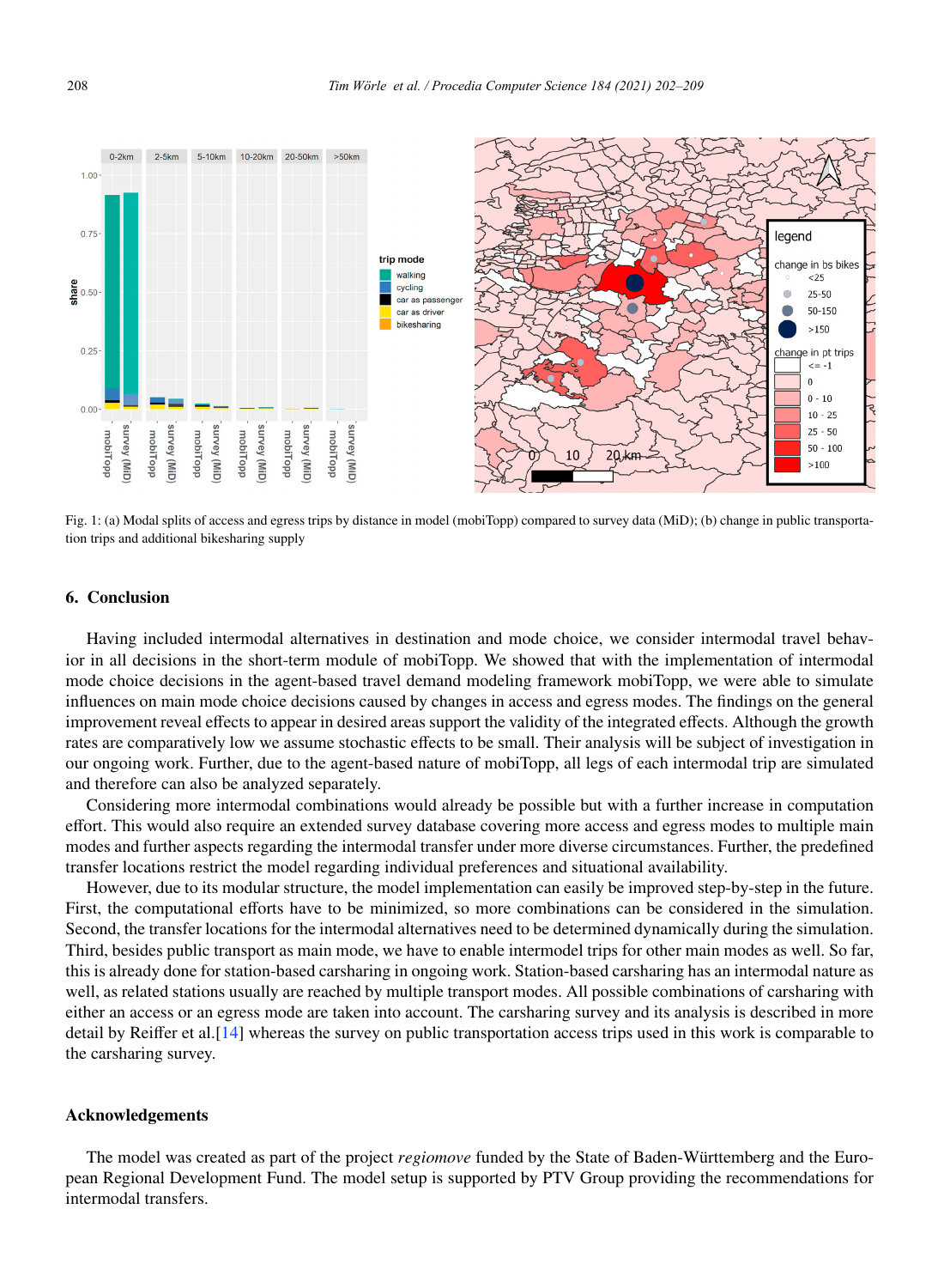Fig. 1: (a) Modal splits of access and egress trips by distance in model (mobiTopp) compared to survey data (MiD); (b) change in public transportation trips and additional bikesharing supply

## 6. Conclusion

Having included intermodal alternatives in destination and mode choice, we consider intermodal travel behavior in all decisions in the short-term module of mobiTopp. We showed that with the implementation of intermodal mode choice decisions in the agent-based travel demand modeling framework mobiTopp, we were able to simulate influences on main mode choice decisions caused by changes in access and egress modes. The findings on the general improvement reveal effects to appear in desired areas support the validity of the integrated effects. Although the growth rates are comparatively low we assume stochastic effects to be small. Their analysis will be subject of investigation in our ongoing work. Further, due to the agent-based nature of mobiTopp, all legs of each intermodal trip are simulated and therefore can also be analyzed separately.

Considering more intermodal combinations would already be possible but with a further increase in computation effort. This would also require an extended survey database covering more access and egress modes to multiple main modes and further aspects regarding the intermodal transfer under more diverse circumstances. Further, the predefined transfer locations restrict the model regarding individual preferences and situational availability.

However, due to its modular structure, the model implementation can easily be improved step-by-step in the future. First, the computational efforts have to be minimized, so more combinations can be considered in the simulation. Second, the transfer locations for the intermodal alternatives need to be determined dynamically during the simulation. Third, besides public transport as main mode, we have to enable intermodel trips for other main modes as well. So far, this is already done for station-based carsharing in ongoing work. Station-based carsharing has an intermodal nature as well, as related stations usually are reached by multiple transport modes. All possible combinations of carsharing with either an access or an egress mode are taken into account. The carsharing survey and its analysis is described in more detail by Reiffer et al.[14] whereas the survey on public transportation access trips used in this work is comparable to the carsharing survey.

## Acknowledgements

The model was created as part of the project *regiomove* funded by the State of Baden-Württemberg and the European Regional Development Fund. The model setup is supported by PTV Group providing the recommendations for intermodal transfers.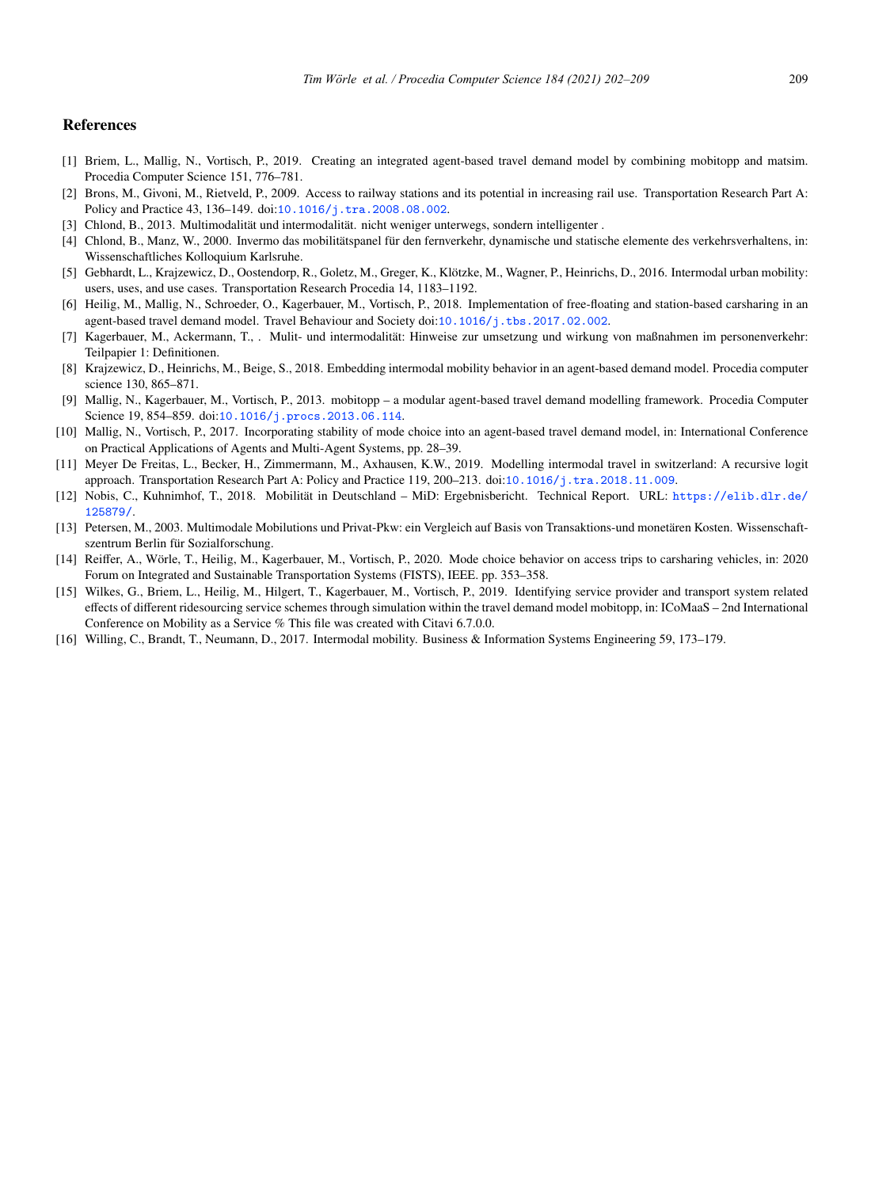## References

[1] Briem, L., Mallig, N., Vortisch, P., 2019. Creating an integrated agent-based travel demand model by combining mobitopp and matsim. Procedia Computer Science 151, 776–781.

[2] Brons, M., Givoni, M., Rietveld, P., 2009. Access to railway stations and its potential in increasing rail use. Transportation Research Part A: Policy and Practice 43, 136–149. doi:10.1016/j.tra.2008.08.002.

[3] Chlond, B., 2013. Multimodalität und intermodalität. nicht weniger unterwegs, sondern intelligenter .

[4] Chlond, B., Manz, W., 2000. Invermo das mobilitätspanel für den fernverkehr, dynamische und statische elemente des verkehrsverhaltens, in: Wissenschaftliches Kolloquium Karlsruhe.

[5] Gebhardt, L., Krajzewicz, D., Oostendorp, R., Goletz, M., Greger, K., Klötzke, M., Wagner, P., Heinrichs, D., 2016. Intermodal urban mobility: users, uses, and use cases. Transportation Research Procedia 14, 1183–1192.

[6] Heilig, M., Mallig, N., Schroeder, O., Kagerbauer, M., Vortisch, P., 2018. Implementation of free-floating and station-based carsharing in an agent-based travel demand model. Travel Behaviour and Society doi:10.1016/j.tbs.2017.02.002.

[7] Kagerbauer, M., Ackermann, T., . Mulit- und intermodalität: Hinweise zur umsetzung und wirkung von maßnahmen im personenverkehr: Teilpapier 1: Definitionen.

[8] Krajzewicz, D., Heinrichs, M., Beige, S., 2018. Embedding intermodal mobility behavior in an agent-based demand model. Procedia computer science 130, 865–871.

[9] Mallig, N., Kagerbauer, M., Vortisch, P., 2013. mobitopp – a modular agent-based travel demand modelling framework. Procedia Computer Science 19, 854–859. doi:10.1016/j.procs.2013.06.114.

[10] Mallig, N., Vortisch, P., 2017. Incorporating stability of mode choice into an agent-based travel demand model, in: International Conference on Practical Applications of Agents and Multi-Agent Systems, pp. 28–39.

[11] Meyer De Freitas, L., Becker, H., Zimmermann, M., Axhausen, K.W., 2019. Modelling intermodal travel in switzerland: A recursive logit approach. Transportation Research Part A: Policy and Practice 119, 200–213. doi:10.1016/j.tra.2018.11.009.

[12] Nobis, C., Kuhnimhof, T., 2018. Mobilität in Deutschland – MiD: Ergebnisbericht. Technical Report. URL: https://elib.dlr.de/125879/.

[13] Petersen, M., 2003. Multimodale Mobilutions und Privat-Pkw: ein Vergleich auf Basis von Transaktions-und monetären Kosten. Wissenschaftszentrum Berlin für Sozialforschung.

[14] Reiffer, A., Wörle, T., Heilig, M., Kagerbauer, M., Vortisch, P., 2020. Mode choice behavior on access trips to carsharing vehicles, in: 2020 Forum on Integrated and Sustainable Transportation Systems (FISTS), IEEE. pp. 353–358.

[15] Wilkes, G., Briem, L., Heilig, M., Hilgert, T., Kagerbauer, M., Vortisch, P., 2019. Identifying service provider and transport system related effects of different ridesourcing service schemes through simulation within the travel demand model mobitopp, in: ICoMaaS – 2nd International Conference on Mobility as a Service % This file was created with Citavi 6.7.0.0.

[16] Willing, C., Brandt, T., Neumann, D., 2017. Intermodal mobility. Business & Information Systems Engineering 59, 173–179.